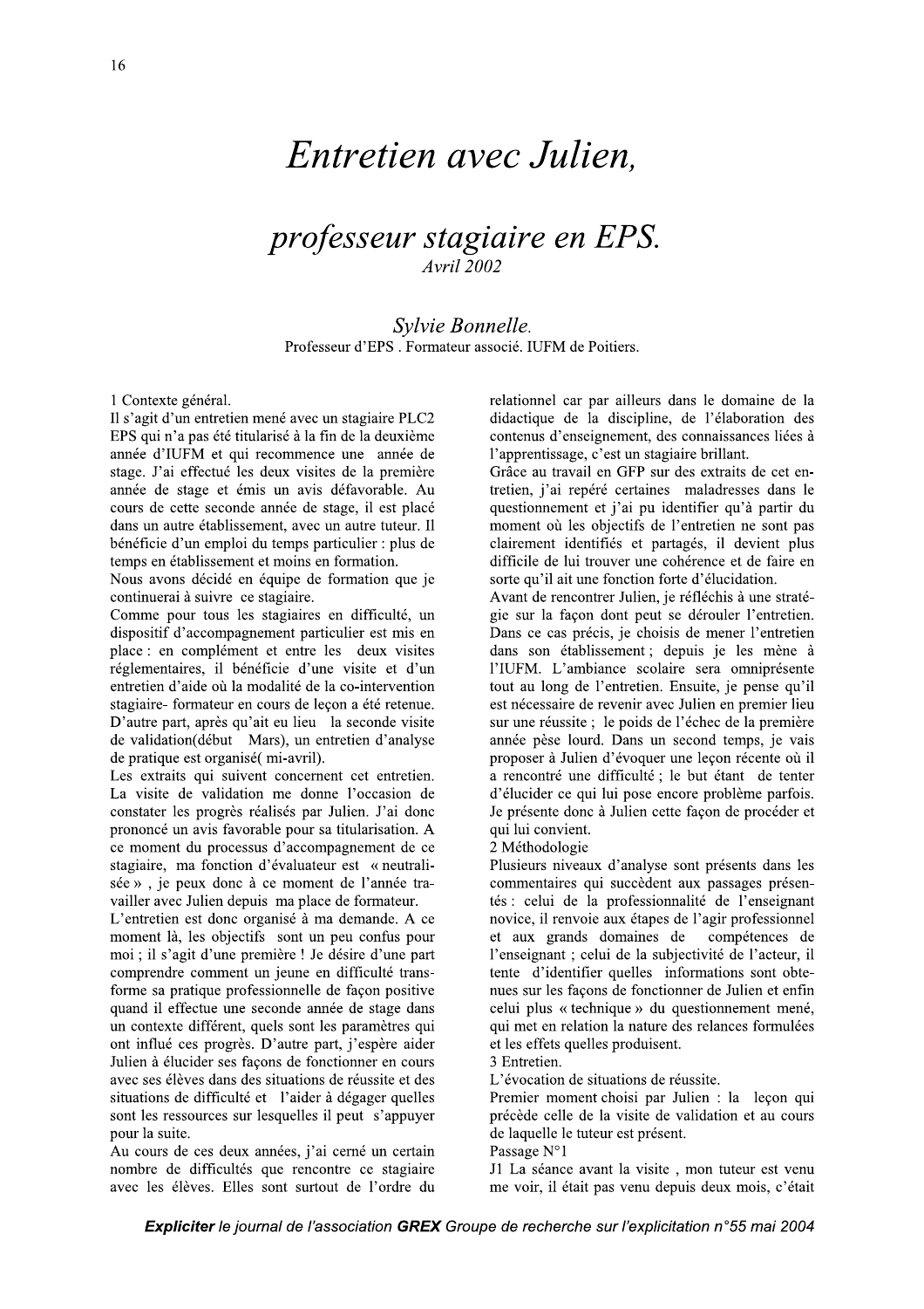# Entretien avec Julien,

## professeur stagiaire en EPS.

Avril 2002

*Sylvie Bonnelle.*
Professeur d'EPS . Formateur associé. IUFM de Poitiers.

1 Contexte général.

Il s'agit d'un entretien mené avec un stagiaire PLC2 EPS qui n'a pas été titularisé à la fin de la deuxième année d'IUFM et qui recommence une année de stage. J'ai effectué les deux visites de la première année de stage et émis un avis défavorable. Au cours de cette seconde année de stage, il est placé dans un autre établissement, avec un autre tuteur. Il bénéficie d'un emploi du temps particulier : plus de temps en établissement et moins en formation.

Nous avons décidé en équipe de formation que je continuerai à suivre ce stagiaire.

Comme pour tous les stagiaires en difficulté, un dispositif d'accompagnement particulier est mis en place : en complément et entre les deux visites réglementaires, il bénéficie d'une visite et d'un entretien d'aide où la modalité de la co-intervention stagiaire- formateur en cours de leçon a été retenue. D'autre part, après qu'ait eu lieu la seconde visite de validation(début Mars), un entretien d'analyse de pratique est organisé( mi-avril).

Les extraits qui suivent concernent cet entretien. La visite de validation me donne l'occasion de constater les progrès réalisés par Julien. J'ai donc prononcé un avis favorable pour sa titularisation. A ce moment du processus d'accompagnement de ce stagiaire, ma fonction d'évaluateur est « neutralisée » , je peux donc à ce moment de l'année travailler avec Julien depuis ma place de formateur.

L'entretien est donc organisé à ma demande. A ce moment là, les objectifs sont un peu confus pour moi ; il s'agit d'une première ! Je désire d'une part comprendre comment un jeune en difficulté transforme sa pratique professionnelle de façon positive quand il effectue une seconde année de stage dans un contexte différent, quels sont les paramètres qui ont influé ces progrès. D'autre part, j'espère aider Julien à élucider ses façons de fonctionner en cours avec ses élèves dans des situations de réussite et des situations de difficulté et l'aider à dégager quelles sont les ressources sur lesquelles il peut s'appuyer pour la suite.

Au cours de ces deux années, j'ai cerné un certain nombre de difficultés que rencontre ce stagiaire avec les élèves. Elles sont surtout de l'ordre du relationnel car par ailleurs dans le domaine de la didactique de la discipline, de l'élaboration des contenus d'enseignement, des connaissances liées à l'apprentissage, c'est un stagiaire brillant.

Grâce au travail en GFP sur des extraits de cet entretien, j'ai repéré certaines maladresses dans le questionnement et j'ai pu identifier qu'à partir du moment où les objectifs de l'entretien ne sont pas clairement identifiés et partagés, il devient plus difficile de lui trouver une cohérence et de faire en sorte qu'il ait une fonction forte d'élucidation.

Avant de rencontrer Julien, je réfléchis à une stratégie sur la façon dont peut se dérouler l'entretien. Dans ce cas précis, je choisis de mener l'entretien dans son établissement ; depuis je les mène à l'IUFM. L'ambiance scolaire sera omniprésente tout au long de l'entretien. Ensuite, je pense qu'il est nécessaire de revenir avec Julien en premier lieu sur une réussite ; le poids de l'échec de la première année pèse lourd. Dans un second temps, je vais proposer à Julien d'évoquer une leçon récente où il a rencontré une difficulté ; le but étant de tenter d'élucider ce qui lui pose encore problème parfois. Je présente donc à Julien cette façon de procéder et qui lui convient.

2 Méthodologie

Plusieurs niveaux d'analyse sont présents dans les commentaires qui succèdent aux passages présentés : celui de la professionnalité de l'enseignant novice, il renvoie aux étapes de l'agir professionnel et aux grands domaines de compétences de l'enseignant ; celui de la subjectivité de l'acteur, il tente d'identifier quelles informations sont obtenues sur les façons de fonctionner de Julien et enfin celui plus « technique » du questionnement mené, qui met en relation la nature des relances formulées et les effets quelles produisent.

3 Entretien.

L'évocation de situations de réussite.

Premier moment choisi par Julien : la leçon qui précède celle de la visite de validation et au cours de laquelle le tuteur est présent.

Passage N°1

J1 La séance avant la visite , mon tuteur est venu me voir, il était pas venu depuis deux mois, c'était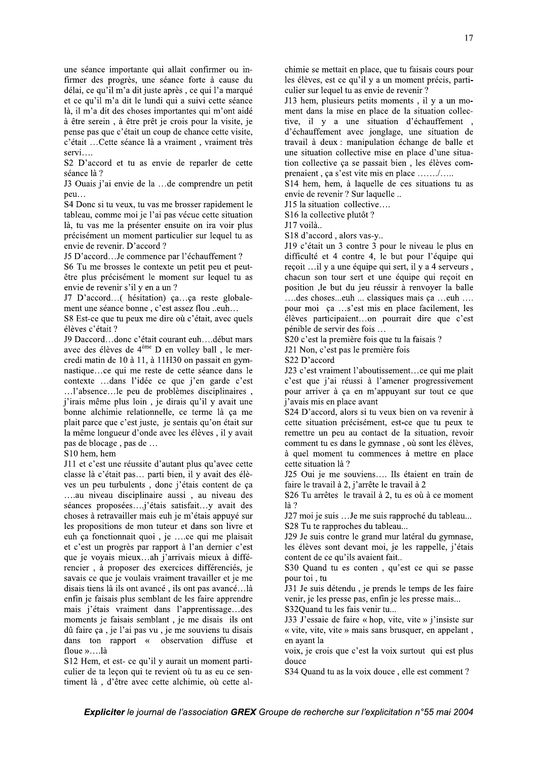une séance importante qui allait confirmer ou infirmer des progrès, une séance forte à cause du délai, ce qu'il m'a dit juste après , ce qui l'a marqué et ce qu'il m'a dit le lundi qui a suivi cette séance là, il m'a dit des choses importantes qui m'ont aidé à être serein , à être prêt je crois pour la visite, je pense pas que c'était un coup de chance cette visite, c'était …Cette séance là a vraiment , vraiment très servi….

S2 D'accord et tu as envie de reparler de cette séance là ?

J3 Ouais j'ai envie de la …de comprendre un petit peu…

S4 Donc si tu veux, tu vas me brosser rapidement le tableau, comme moi je l'ai pas vécue cette situation là, tu vas me la présenter ensuite on ira voir plus précisément un moment particulier sur lequel tu as envie de revenir. D'accord ?

J5 D'accord…Je commence par l'échauffement ?

S6 Tu me brosses le contexte un petit peu et peut-être plus précisément le moment sur lequel tu as envie de revenir s'il y en a un ?

J7 D'accord…( hésitation) ça…ça reste globalement une séance bonne , c'est assez flou ..euh…

S8 Est-ce que tu peux me dire où c'était, avec quels élèves c'était ?

J9 Daccord…donc c'était courant euh….début mars avec des élèves de 4ème D en volley ball , le mercredi matin de 10 à 11, à 11H30 on passait en gymnastique…ce qui me reste de cette séance dans le contexte …dans l'idée ce que j'en garde c'est …l'absence…le peu de problèmes disciplinaires , j'irais même plus loin , je dirais qu'il y avait une bonne alchimie relationnelle, ce terme là ça me plait parce que c'est juste, je sentais qu'on était sur la même longueur d'onde avec les élèves , il y avait pas de blocage , pas de …

S10 hem, hem

J11 et c'est une réussite d'autant plus qu'avec cette classe là c'était pas… parti bien, il y avait des élèves un peu turbulents , donc j'étais content de ça ….au niveau disciplinaire aussi , au niveau des séances proposées….j'étais satisfait…y avait des choses à retravailler mais euh je m'étais appuyé sur les propositions de mon tuteur et dans son livre et euh ça fonctionnait quoi , je ….ce qui me plaisait et c'est un progrès par rapport à l'an dernier c'est que je voyais mieux…ah j'arrivais mieux à différencier , à proposer des exercices différenciés, je savais ce que je voulais vraiment travailler et je me disais tiens là ils ont avancé , ils ont pas avancé…là enfin je faisais plus semblant de les faire apprendre mais j'étais vraiment dans l'apprentissage…des moments je faisais semblant , je me disais ils ont dû faire ça , je l'ai pas vu , je me souviens tu disais dans ton rapport « observation diffuse et floue »….là

S12 Hem, et est- ce qu'il y aurait un moment particulier de ta leçon qui te revient où tu as eu ce sentiment là , d'être avec cette alchimie, où cette alchimie se mettait en place, que tu faisais cours pour les élèves, est ce qu'il y a un moment précis, particulier sur lequel tu as envie de revenir ?

J13 hem, plusieurs petits moments , il y a un moment dans la mise en place de la situation collective, il y a une situation d'échauffement , d'échauffement avec jonglage, une situation de travail à deux : manipulation échange de balle et une situation collective mise en place d'une situation collective ça se passait bien , les élèves comprenaient , ça s'est vite mis en place ……./…..

S14 hem, hem, à laquelle de ces situations tu as envie de revenir ? Sur laquelle ..

J15 la situation collective….

S16 la collective plutôt ?

J17 voilà..

S18 d'accord , alors vas-y..

J19 c'était un 3 contre 3 pour le niveau le plus en difficulté et 4 contre 4, le but pour l'équipe qui reçoit …il y a une équipe qui sert, il y a 4 serveurs , chacun son tour sert et une équipe qui reçoit en position ,le but du jeu réussir à renvoyer la balle ….des choses...euh ... classiques mais ça …euh …. pour moi ça …s'est mis en place facilement, les élèves participaient…on pourrait dire que c'est pénible de servir des fois …

S20 c'est la première fois que tu la faisais ?

J21 Non, c'est pas le première fois

S22 D'accord

J23 c'est vraiment l'aboutissement…ce qui me plait c'est que j'ai réussi à l'amener progressivement pour arriver à ça en m'appuyant sur tout ce que j'avais mis en place avant

S24 D'accord, alors si tu veux bien on va revenir à cette situation précisément, est-ce que tu peux te remettre un peu au contact de la situation, revoir comment tu es dans le gymnase , où sont les élèves, à quel moment tu commences à mettre en place cette situation là ?

J25 Oui je me souviens…. Ils étaient en train de faire le travail à 2, j'arrête le travail à 2

S26 Tu arrêtes le travail à 2, tu es où à ce moment là ?

J27 moi je suis …Je me suis rapproché du tableau...

S28 Tu te rapproches du tableau...

J29 Je suis contre le grand mur latéral du gymnase, les élèves sont devant moi, je les rappelle, j'étais content de ce qu'ils avaient fait..

S30 Quand tu es conten , qu'est ce qui se passe pour toi , tu

J31 Je suis détendu , je prends le temps de les faire venir, je les presse pas, enfin je les presse mais...

S32Quand tu les fais venir tu...

J33 J'essaie de faire « hop, vite, vite » j'insiste sur « vite, vite, vite » mais sans brusquer, en appelant , en ayant la

voix, je crois que c'est la voix surtout qui est plus douce

S34 Quand tu as la voix douce , elle est comment ?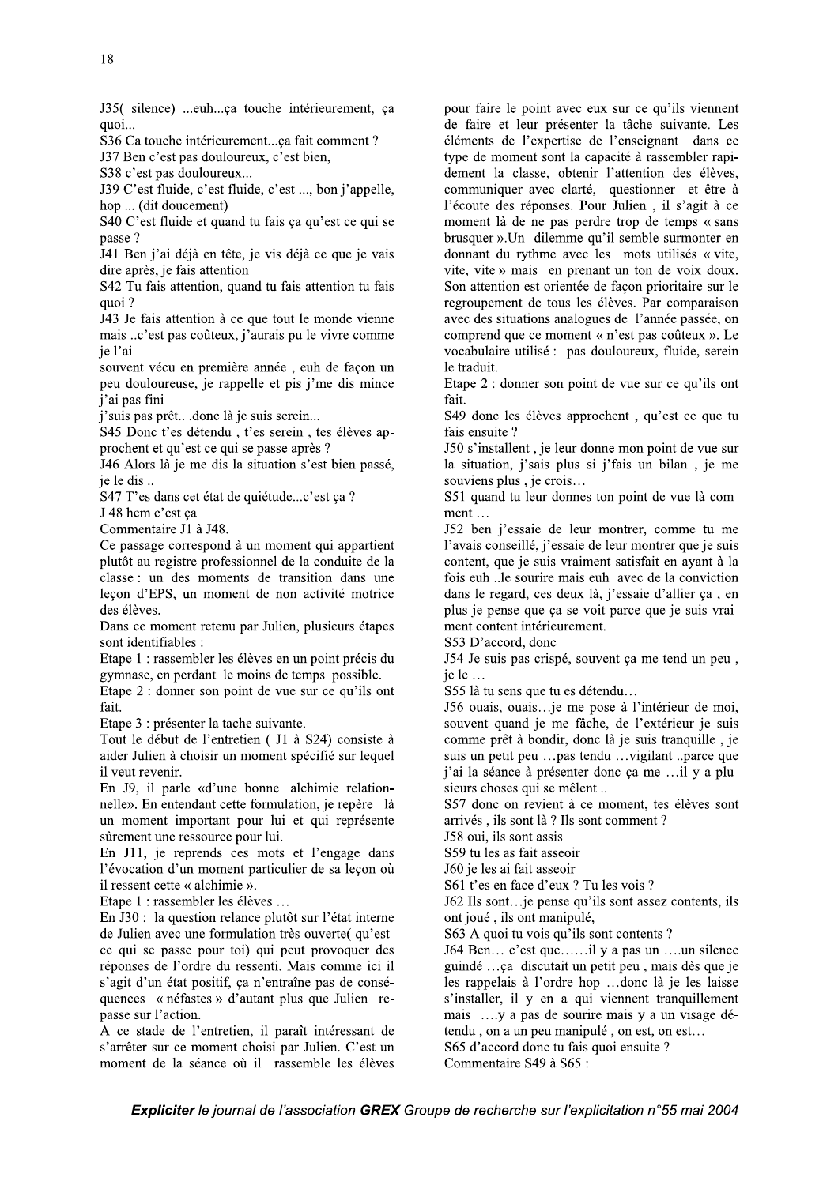J35( silence) ...euh...ça touche intérieurement, ça quoi...

S36 Ca touche intérieurement...ça fait comment ?

J37 Ben c'est pas douloureux, c'est bien,

S38 c'est pas douloureux...

J39 C'est fluide, c'est fluide, c'est ..., bon j'appelle, hop ... (dit doucement)

S40 C'est fluide et quand tu fais ça qu'est ce qui se passe ?

J41 Ben j'ai déjà en tête, je vis déjà ce que je vais dire après, je fais attention

S42 Tu fais attention, quand tu fais attention tu fais quoi ?

J43 Je fais attention à ce que tout le monde vienne mais ..c'est pas coûteux, j'aurais pu le vivre comme je l'ai
souvent vécu en première année , euh de façon un peu douloureuse, je rappelle et pis j'me dis mince j'ai pas fini
j'suis pas prêt.. .donc là je suis serein...

S45 Donc t'es détendu , t'es serein , tes élèves approchent et qu'est ce qui se passe après ?

J46 Alors là je me dis la situation s'est bien passé, je le dis ..

S47 T'es dans cet état de quiétude...c'est ça ?

J 48 hem c'est ça

Commentaire J1 à J48.

Ce passage correspond à un moment qui appartient plutôt au registre professionnel de la conduite de la classe : un des moments de transition dans une leçon d'EPS, un moment de non activité motrice des élèves.

Dans ce moment retenu par Julien, plusieurs étapes sont identifiables :

Etape 1 : rassembler les élèves en un point précis du gymnase, en perdant le moins de temps possible.

Etape 2 : donner son point de vue sur ce qu'ils ont fait.

Etape 3 : présenter la tache suivante.

Tout le début de l'entretien ( J1 à S24) consiste à aider Julien à choisir un moment spécifié sur lequel il veut revenir.

En J9, il parle «d'une bonne alchimie relationnelle». En entendant cette formulation, je repère là un moment important pour lui et qui représente sûrement une ressource pour lui.

En J11, je reprends ces mots et l'engage dans l'évocation d'un moment particulier de sa leçon où il ressent cette « alchimie ».

Etape 1 : rassembler les élèves …

En J30 : la question relance plutôt sur l'état interne de Julien avec une formulation très ouverte( qu'est-ce qui se passe pour toi) qui peut provoquer des réponses de l'ordre du ressenti. Mais comme ici il s'agit d'un état positif, ça n'entraîne pas de conséquences « néfastes » d'autant plus que Julien repasse sur l'action.

A ce stade de l'entretien, il paraît intéressant de s'arrêter sur ce moment choisi par Julien. C'est un moment de la séance où il rassemble les élèves pour faire le point avec eux sur ce qu'ils viennent de faire et leur présenter la tâche suivante. Les éléments de l'expertise de l'enseignant dans ce type de moment sont la capacité à rassembler rapidement la classe, obtenir l'attention des élèves, communiquer avec clarté, questionner et être à l'écoute des réponses. Pour Julien , il s'agit à ce moment là de ne pas perdre trop de temps « sans brusquer ».Un dilemme qu'il semble surmonter en donnant du rythme avec les mots utilisés « vite, vite, vite » mais en prenant un ton de voix doux. Son attention est orientée de façon prioritaire sur le regroupement de tous les élèves. Par comparaison avec des situations analogues de l'année passée, on comprend que ce moment « n'est pas coûteux ». Le vocabulaire utilisé : pas douloureux, fluide, serein le traduit.

Etape 2 : donner son point de vue sur ce qu'ils ont fait.

S49 donc les élèves approchent , qu'est ce que tu fais ensuite ?

J50 s'installent , je leur donne mon point de vue sur la situation, j'sais plus si j'fais un bilan , je me souviens plus , je crois…

S51 quand tu leur donnes ton point de vue là comment …

J52 ben j'essaie de leur montrer, comme tu me l'avais conseillé, j'essaie de leur montrer que je suis content, que je suis vraiment satisfait en ayant à la fois euh ..le sourire mais euh avec de la conviction dans le regard, ces deux là, j'essaie d'allier ça , en plus je pense que ça se voit parce que je suis vraiment content intérieurement.

S53 D'accord, donc

J54 Je suis pas crispé, souvent ça me tend un peu , je le …

S55 là tu sens que tu es détendu…

J56 ouais, ouais…je me pose à l'intérieur de moi, souvent quand je me fâche, de l'extérieur je suis comme prêt à bondir, donc là je suis tranquille , je suis un petit peu …pas tendu …vigilant ..parce que j'ai la séance à présenter donc ça me …il y a plusieurs choses qui se mêlent ..

S57 donc on revient à ce moment, tes élèves sont arrivés , ils sont là ? Ils sont comment ?

J58 oui, ils sont assis

S59 tu les as fait asseoir

J60 je les ai fait asseoir

S61 t'es en face d'eux ? Tu les vois ?

J62 Ils sont…je pense qu'ils sont assez contents, ils ont joué , ils ont manipulé,

S63 A quoi tu vois qu'ils sont contents ?

J64 Ben… c'est que……il y a pas un ….un silence guindé …ça discutait un petit peu , mais dès que je les rappelais à l'ordre hop …donc là je les laisse s'installer, il y en a qui viennent tranquillement mais ….y a pas de sourire mais y a un visage détendu , on a un peu manipulé , on est, on est…

S65 d'accord donc tu fais quoi ensuite ?

Commentaire S49 à S65 :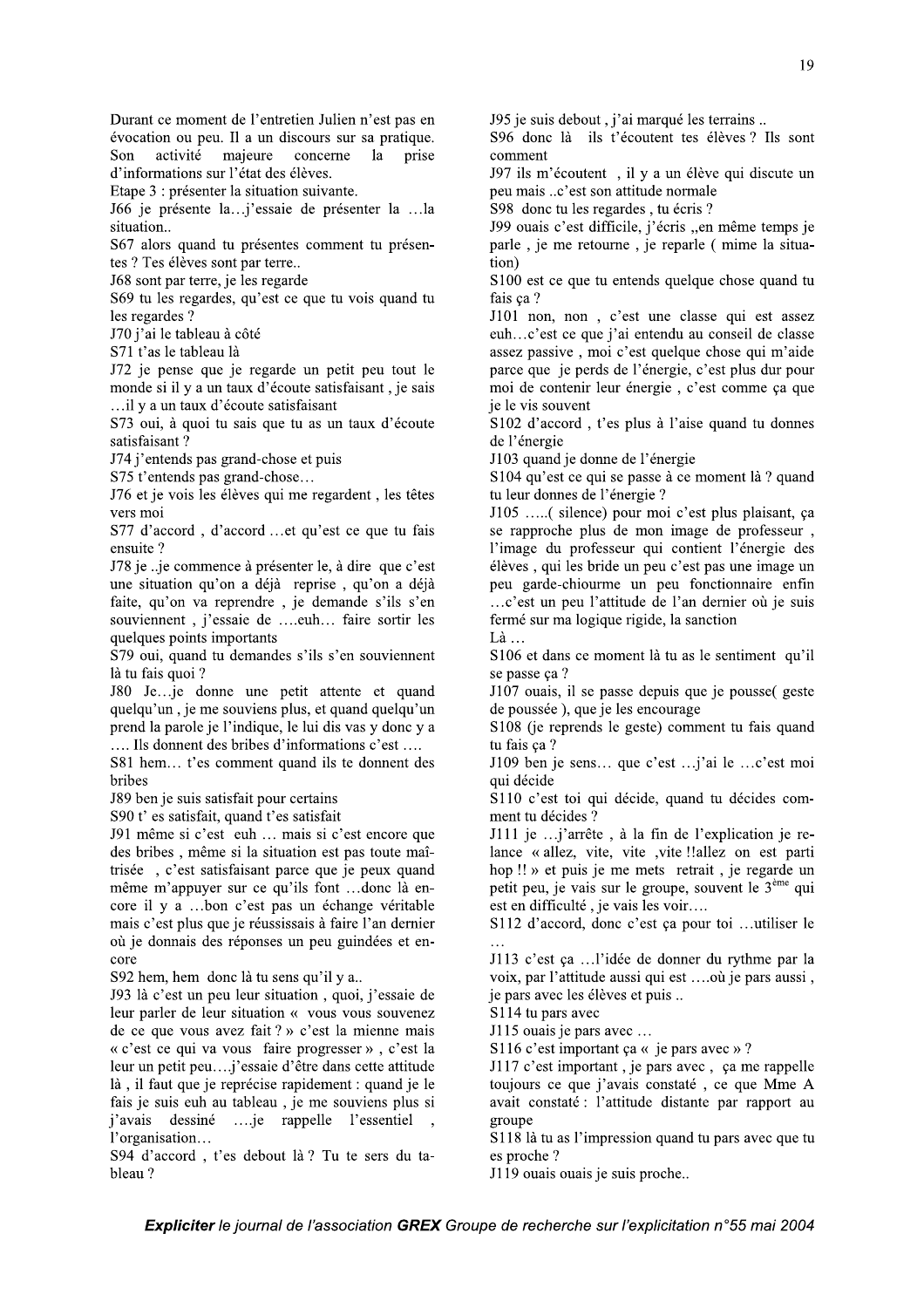Durant ce moment de l'entretien Julien n'est pas en évocation ou peu. Il a un discours sur sa pratique. Son activité majeure concerne la prise d'informations sur l'état des élèves.

Etape 3 : présenter la situation suivante.

J66 je présente la…j'essaie de présenter la …la situation..

S67 alors quand tu présentes comment tu présentes ? Tes élèves sont par terre..

J68 sont par terre, je les regarde

S69 tu les regardes, qu'est ce que tu vois quand tu les regardes ?

J70 j'ai le tableau à côté

S71 t'as le tableau là

J72 je pense que je regarde un petit peu tout le monde si il y a un taux d'écoute satisfaisant , je sais …il y a un taux d'écoute satisfaisant

S73 oui, à quoi tu sais que tu as un taux d'écoute satisfaisant ?

J74 j'entends pas grand-chose et puis

S75 t'entends pas grand-chose…

J76 et je vois les élèves qui me regardent , les têtes vers moi

S77 d'accord , d'accord …et qu'est ce que tu fais ensuite ?

J78 je ..je commence à présenter le, à dire que c'est une situation qu'on a déjà reprise , qu'on a déjà faite, qu'on va reprendre , je demande s'ils s'en souviennent , j'essaie de ….euh… faire sortir les quelques points importants

S79 oui, quand tu demandes s'ils s'en souviennent là tu fais quoi ?

J80 Je…je donne une petit attente et quand quelqu'un , je me souviens plus, et quand quelqu'un prend la parole je l'indique, le lui dis vas y donc y a …. Ils donnent des bribes d'informations c'est ….

S81 hem… t'es comment quand ils te donnent des bribes

J89 ben je suis satisfait pour certains

S90 t' es satisfait, quand t'es satisfait

J91 même si c'est euh … mais si c'est encore que des bribes , même si la situation est pas toute maîtrisée , c'est satisfaisant parce que je peux quand même m'appuyer sur ce qu'ils font …donc là encore il y a …bon c'est pas un échange véritable mais c'est plus que je réussissais à faire l'an dernier où je donnais des réponses un peu guindées et encore

S92 hem, hem donc là tu sens qu'il y a..

J93 là c'est un peu leur situation , quoi, j'essaie de leur parler de leur situation « vous vous souvenez de ce que vous avez fait ? » c'est la mienne mais « c'est ce qui va vous faire progresser » , c'est la leur un petit peu….j'essaie d'être dans cette attitude là , il faut que je reprécise rapidement : quand je le fais je suis euh au tableau , je me souviens plus si j'avais dessiné ….je rappelle l'essentiel , l'organisation…

S94 d'accord , t'es debout là ? Tu te sers du tableau ?

J95 je suis debout , j'ai marqué les terrains ..

S96 donc là ils t'écoutent tes élèves ? Ils sont comment

J97 ils m'écoutent , il y a un élève qui discute un peu mais ..c'est son attitude normale

S98 donc tu les regardes , tu écris ?

J99 ouais c'est difficile, j'écris ,,en même temps je parle , je me retourne , je reparle ( mime la situation)

S100 est ce que tu entends quelque chose quand tu fais ça ?

J101 non, non , c'est une classe qui est assez euh…c'est ce que j'ai entendu au conseil de classe assez passive , moi c'est quelque chose qui m'aide parce que je perds de l'énergie, c'est plus dur pour moi de contenir leur énergie , c'est comme ça que je le vis souvent

S102 d'accord , t'es plus à l'aise quand tu donnes de l'énergie

J103 quand je donne de l'énergie

S104 qu'est ce qui se passe à ce moment là ? quand tu leur donnes de l'énergie ?

J105 …..( silence) pour moi c'est plus plaisant, ça se rapproche plus de mon image de professeur , l'image du professeur qui contient l'énergie des élèves , qui les bride un peu c'est pas une image un peu garde-chiourme un peu fonctionnaire enfin …c'est un peu l'attitude de l'an dernier où je suis fermé sur ma logique rigide, la sanction

Là …

S106 et dans ce moment là tu as le sentiment qu'il se passe ça ?

J107 ouais, il se passe depuis que je pousse( geste de poussée ), que je les encourage

S108 (je reprends le geste) comment tu fais quand tu fais ça ?

J109 ben je sens… que c'est …j'ai le …c'est moi qui décide

S110 c'est toi qui décide, quand tu décides comment tu décides ?

J111 je …j'arrête , à la fin de l'explication je relance « allez, vite, vite ,vite !!allez on est parti hop !! » et puis je me mets retrait , je regarde un petit peu, je vais sur le groupe, souvent le 3ème qui est en difficulté , je vais les voir….

S112 d'accord, donc c'est ça pour toi …utiliser le …

J113 c'est ça …l'idée de donner du rythme par la voix, par l'attitude aussi qui est ….où je pars aussi , je pars avec les élèves et puis ..

S114 tu pars avec

J115 ouais je pars avec …

S116 c'est important ça « je pars avec » ?

J117 c'est important , je pars avec , ça me rappelle toujours ce que j'avais constaté , ce que Mme A avait constaté : l'attitude distante par rapport au groupe

S118 là tu as l'impression quand tu pars avec que tu es proche ?

J119 ouais ouais je suis proche..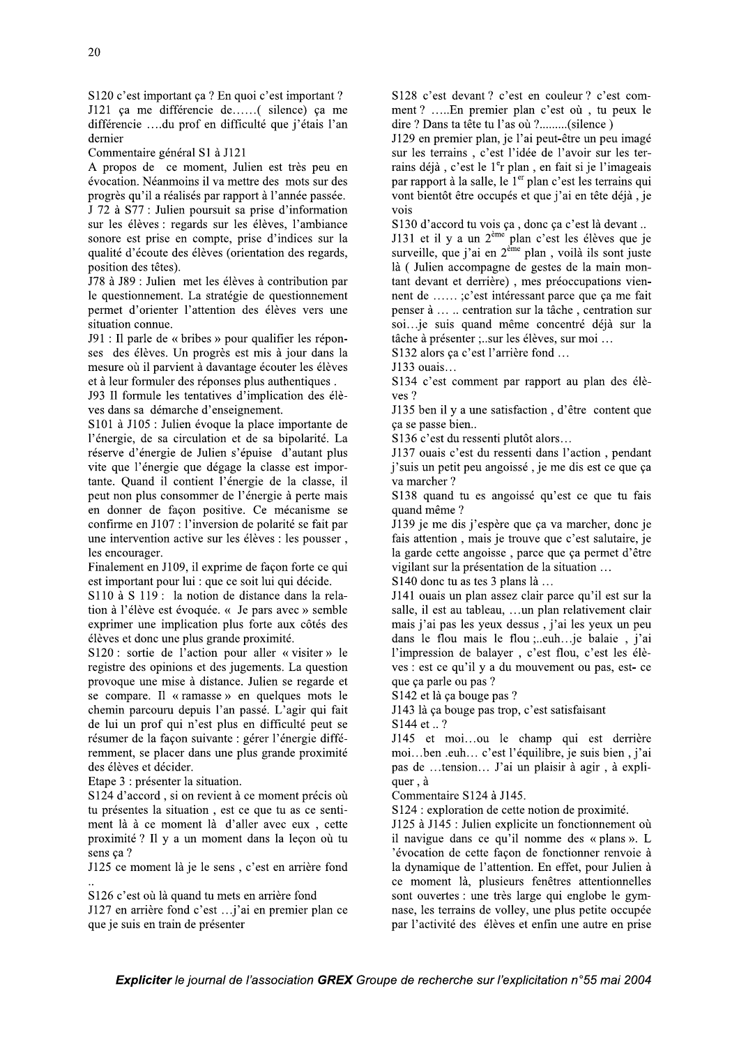S120 c'est important ça ? En quoi c'est important ?
J121 ça me différencie de……( silence) ça me différencie ….du prof en difficulté que j'étais l'an dernier

Commentaire général S1 à J121

A propos de ce moment, Julien est très peu en évocation. Néanmoins il va mettre des mots sur des progrès qu'il a réalisés par rapport à l'année passée.

J 72 à S77 : Julien poursuit sa prise d'information sur les élèves : regards sur les élèves, l'ambiance sonore est prise en compte, prise d'indices sur la qualité d'écoute des élèves (orientation des regards, position des têtes).

J78 à J89 : Julien met les élèves à contribution par le questionnement. La stratégie de questionnement permet d'orienter l'attention des élèves vers une situation connue.

J91 : Il parle de « bribes » pour qualifier les réponses des élèves. Un progrès est mis à jour dans la mesure où il parvient à davantage écouter les élèves et à leur formuler des réponses plus authentiques .

J93 Il formule les tentatives d'implication des élèves dans sa démarche d'enseignement.

S101 à J105 : Julien évoque la place importante de l'énergie, de sa circulation et de sa bipolarité. La réserve d'énergie de Julien s'épuise d'autant plus vite que l'énergie que dégage la classe est importante. Quand il contient l'énergie de la classe, il peut non plus consommer de l'énergie à perte mais en donner de façon positive. Ce mécanisme se confirme en J107 : l'inversion de polarité se fait par une intervention active sur les élèves : les pousser , les encourager.

Finalement en J109, il exprime de façon forte ce qui est important pour lui : que ce soit lui qui décide.

S110 à S 119 : la notion de distance dans la relation à l'élève est évoquée. « Je pars avec » semble exprimer une implication plus forte aux côtés des élèves et donc une plus grande proximité.

S120 : sortie de l'action pour aller « visiter » le registre des opinions et des jugements. La question provoque une mise à distance. Julien se regarde et se compare. Il « ramasse » en quelques mots le chemin parcouru depuis l'an passé. L'agir qui fait de lui un prof qui n'est plus en difficulté peut se résumer de la façon suivante : gérer l'énergie différemment, se placer dans une plus grande proximité des élèves et décider.

Etape 3 : présenter la situation.

S124 d'accord , si on revient à ce moment précis où tu présentes la situation , est ce que tu as ce sentiment là à ce moment là d'aller avec eux , cette proximité ? Il y a un moment dans la leçon où tu sens ça ?

J125 ce moment là je le sens , c'est en arrière fond ..

S126 c'est où là quand tu mets en arrière fond

J127 en arrière fond c'est …j'ai en premier plan ce que je suis en train de présenter

S128 c'est devant ? c'est en couleur ? c'est comment ? …..En premier plan c'est où , tu peux le dire ? Dans ta tête tu l'as où ?.........(silence )

J129 en premier plan, je l'ai peut-être un peu imagé sur les terrains , c'est l'idée de l'avoir sur les terrains déjà , c'est le 1er plan , en fait si je l'imageais par rapport à la salle, le 1er plan c'est les terrains qui vont bientôt être occupés et que j'ai en tête déjà , je vois

S130 d'accord tu vois ça , donc ça c'est là devant ..

J131 et il y a un 2ème plan c'est les élèves que je surveille, que j'ai en 2ème plan , voilà ils sont juste là ( Julien accompagne de gestes de la main montant devant et derrière) , mes préoccupations viennent de …… ;c'est intéressant parce que ça me fait penser à … .. centration sur la tâche , centration sur soi…je suis quand même concentré déjà sur la tâche à présenter ;..sur les élèves, sur moi …

S132 alors ça c'est l'arrière fond …

J133 ouais…

S134 c'est comment par rapport au plan des élèves ?

J135 ben il y a une satisfaction , d'être content que ça se passe bien..

S136 c'est du ressenti plutôt alors…

J137 ouais c'est du ressenti dans l'action , pendant j'suis un petit peu angoissé , je me dis est ce que ça va marcher ?

S138 quand tu es angoissé qu'est ce que tu fais quand même ?

J139 je me dis j'espère que ça va marcher, donc je fais attention , mais je trouve que c'est salutaire, je la garde cette angoisse , parce que ça permet d'être vigilant sur la présentation de la situation …

S140 donc tu as tes 3 plans là …

J141 ouais un plan assez clair parce qu'il est sur la salle, il est au tableau, …un plan relativement clair mais j'ai pas les yeux dessus , j'ai les yeux un peu dans le flou mais le flou ;..euh…je balaie , j'ai l'impression de balayer , c'est flou, c'est les élèves : est ce qu'il y a du mouvement ou pas, est- ce que ça parle ou pas ?

S142 et là ça bouge pas ?

J143 là ça bouge pas trop, c'est satisfaisant

S144 et .. ?

J145 et moi…ou le champ qui est derrière moi…ben .euh… c'est l'équilibre, je suis bien , j'ai pas de …tension… J'ai un plaisir à agir , à expliquer , à

Commentaire S124 à J145.

S124 : exploration de cette notion de proximité.

J125 à J145 : Julien explicite un fonctionnement où il navigue dans ce qu'il nomme des « plans ». L 'évocation de cette façon de fonctionner renvoie à la dynamique de l'attention. En effet, pour Julien à ce moment là, plusieurs fenêtres attentionnelles sont ouvertes : une très large qui englobe le gymnase, les terrains de volley, une plus petite occupée par l'activité des élèves et enfin une autre en prise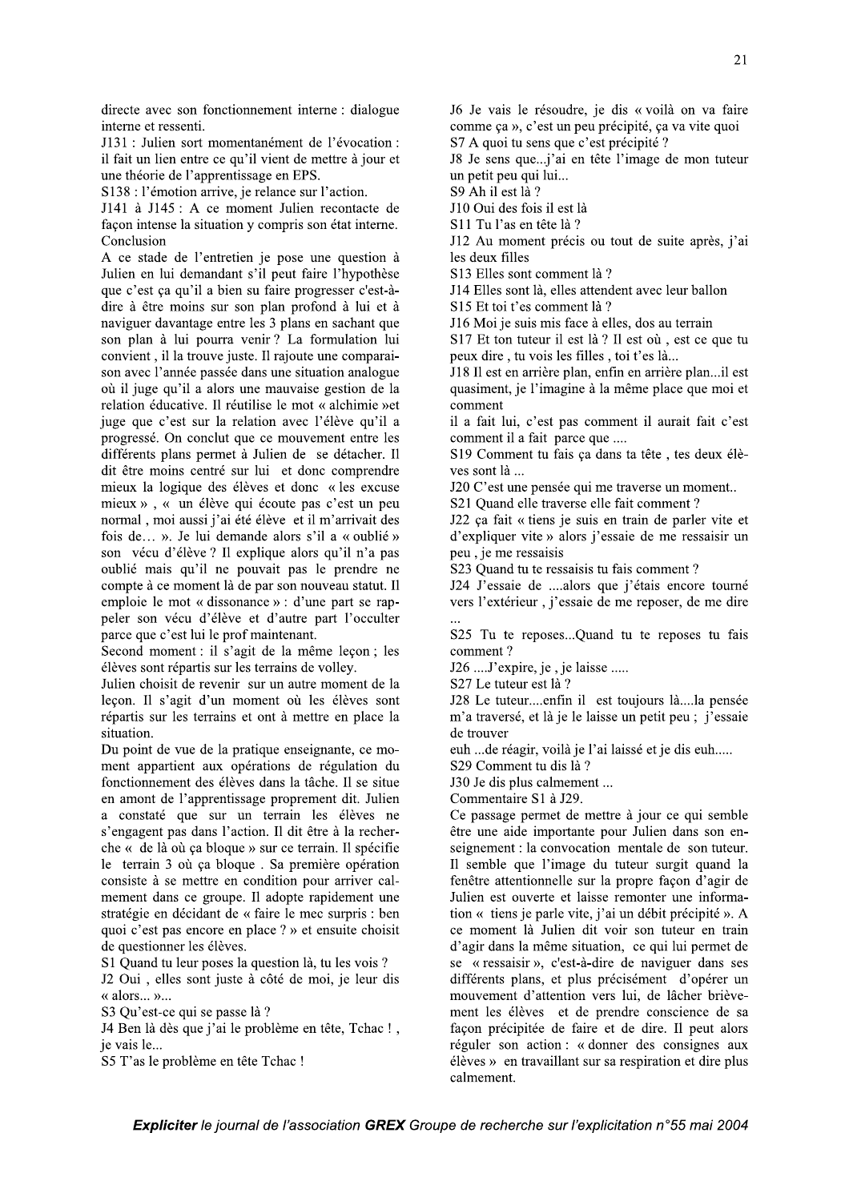directe avec son fonctionnement interne : dialogue interne et ressenti.

J131 : Julien sort momentanément de l'évocation : il fait un lien entre ce qu'il vient de mettre à jour et une théorie de l'apprentissage en EPS.

S138 : l'émotion arrive, je relance sur l'action.

J141 à J145 : A ce moment Julien recontacte de façon intense la situation y compris son état interne.

Conclusion

A ce stade de l'entretien je pose une question à Julien en lui demandant s'il peut faire l'hypothèse que c'est ça qu'il a bien su faire progresser c'est-à-dire à être moins sur son plan profond à lui et à naviguer davantage entre les 3 plans en sachant que son plan à lui pourra venir ? La formulation lui convient , il la trouve juste. Il rajoute une comparaison avec l'année passée dans une situation analogue où il juge qu'il a alors une mauvaise gestion de la relation éducative. Il réutilise le mot « alchimie »et juge que c'est sur la relation avec l'élève qu'il a progressé. On conclut que ce mouvement entre les différents plans permet à Julien de se détacher. Il dit être moins centré sur lui et donc comprendre mieux la logique des élèves et donc « les excuse mieux » , « un élève qui écoute pas c'est un peu normal , moi aussi j'ai été élève et il m'arrivait des fois de… ». Je lui demande alors s'il a « oublié » son vécu d'élève ? Il explique alors qu'il n'a pas oublié mais qu'il ne pouvait pas le prendre ne compte à ce moment là de par son nouveau statut. Il emploie le mot « dissonance » : d'une part se rappeler son vécu d'élève et d'autre part l'occulter parce que c'est lui le prof maintenant.

Second moment : il s'agit de la même leçon ; les élèves sont répartis sur les terrains de volley.

Julien choisit de revenir sur un autre moment de la leçon. Il s'agit d'un moment où les élèves sont répartis sur les terrains et ont à mettre en place la situation.

Du point de vue de la pratique enseignante, ce moment appartient aux opérations de régulation du fonctionnement des élèves dans la tâche. Il se situe en amont de l'apprentissage proprement dit. Julien a constaté que sur un terrain les élèves ne s'engagent pas dans l'action. Il dit être à la recherche « de là où ça bloque » sur ce terrain. Il spécifie le terrain 3 où ça bloque . Sa première opération consiste à se mettre en condition pour arriver calmement dans ce groupe. Il adopte rapidement une stratégie en décidant de « faire le mec surpris : ben quoi c'est pas encore en place ? » et ensuite choisit de questionner les élèves.

S1 Quand tu leur poses la question là, tu les vois ?

J2 Oui , elles sont juste à côté de moi, je leur dis « alors... »...

S3 Qu'est-ce qui se passe là ?

J4 Ben là dès que j'ai le problème en tête, Tchac ! , je vais le...

S5 T'as le problème en tête Tchac !

J6 Je vais le résoudre, je dis « voilà on va faire comme ça », c'est un peu précipité, ça va vite quoi

S7 A quoi tu sens que c'est précipité ?

J8 Je sens que...j'ai en tête l'image de mon tuteur un petit peu qui lui...

S9 Ah il est là ?

J10 Oui des fois il est là

S11 Tu l'as en tête là ?

J12 Au moment précis ou tout de suite après, j'ai les deux filles

S13 Elles sont comment là ?

J14 Elles sont là, elles attendent avec leur ballon

S15 Et toi t'es comment là ?

J16 Moi je suis mis face à elles, dos au terrain

S17 Et ton tuteur il est là ? Il est où , est ce que tu peux dire , tu vois les filles , toi t'es là...

J18 Il est en arrière plan, enfin en arrière plan...il est quasiment, je l'imagine à la même place que moi et comment

il a fait lui, c'est pas comment il aurait fait c'est comment il a fait parce que ....

S19 Comment tu fais ça dans ta tête , tes deux élèves sont là ...

J20 C'est une pensée qui me traverse un moment..

S21 Quand elle traverse elle fait comment ?

J22 ça fait « tiens je suis en train de parler vite et d'expliquer vite » alors j'essaie de me ressaisir un peu , je me ressaisis

S23 Quand tu te ressaisis tu fais comment ?

J24 J'essaie de ....alors que j'étais encore tourné vers l'extérieur , j'essaie de me reposer, de me dire ...

S25 Tu te reposes...Quand tu te reposes tu fais comment ?

J26 ....J'expire, je , je laisse .....

S27 Le tuteur est là ?

J28 Le tuteur....enfin il est toujours là....la pensée m'a traversé, et là je le laisse un petit peu ; j'essaie de trouver

euh ...de réagir, voilà je l'ai laissé et je dis euh.....

S29 Comment tu dis là ?

J30 Je dis plus calmement ...

Commentaire S1 à J29.

Ce passage permet de mettre à jour ce qui semble être une aide importante pour Julien dans son enseignement : la convocation mentale de son tuteur. Il semble que l'image du tuteur surgit quand la fenêtre attentionnelle sur la propre façon d'agir de Julien est ouverte et laisse remonter une information « tiens je parle vite, j'ai un débit précipité ». A ce moment là Julien dit voir son tuteur en train d'agir dans la même situation, ce qui lui permet de se « ressaisir », c'est-à-dire de naviguer dans ses différents plans, et plus précisément d'opérer un mouvement d'attention vers lui, de lâcher brièvement les élèves et de prendre conscience de sa façon précipitée de faire et de dire. Il peut alors réguler son action : « donner des consignes aux élèves » en travaillant sur sa respiration et dire plus calmement.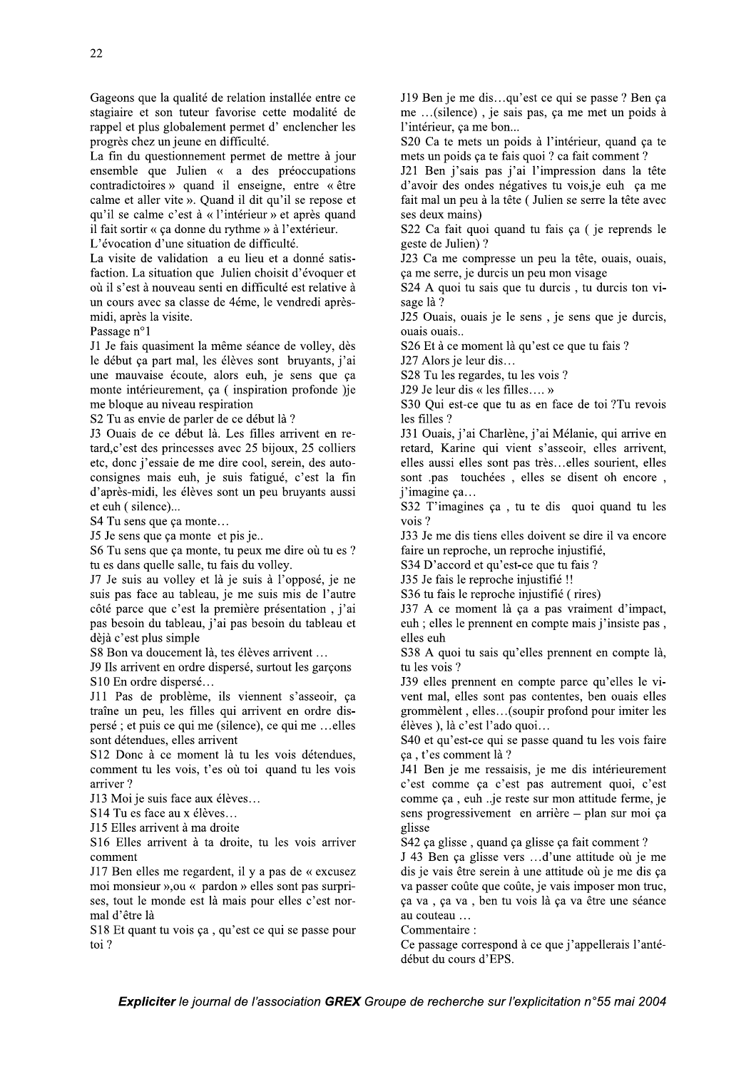Gageons que la qualité de relation installée entre ce stagiaire et son tuteur favorise cette modalité de rappel et plus globalement permet d' enclencher les progrès chez un jeune en difficulté.

La fin du questionnement permet de mettre à jour ensemble que Julien « a des préoccupations contradictoires » quand il enseigne, entre « être calme et aller vite ». Quand il dit qu'il se repose et qu'il se calme c'est à « l'intérieur » et après quand il fait sortir « ça donne du rythme » à l'extérieur.

L'évocation d'une situation de difficulté.

La visite de validation a eu lieu et a donné satisfaction. La situation que Julien choisit d'évoquer et où il s'est à nouveau senti en difficulté est relative à un cours avec sa classe de 4éme, le vendredi après-midi, après la visite.

Passage n°1

J1 Je fais quasiment la même séance de volley, dès le début ça part mal, les élèves sont bruyants, j'ai une mauvaise écoute, alors euh, je sens que ça monte intérieurement, ça ( inspiration profonde )je me bloque au niveau respiration

S2 Tu as envie de parler de ce début là ?

J3 Ouais de ce début là. Les filles arrivent en retard,c'est des princesses avec 25 bijoux, 25 colliers etc, donc j'essaie de me dire cool, serein, des autoconsignes mais euh, je suis fatigué, c'est la fin d'après-midi, les élèves sont un peu bruyants aussi et euh ( silence)...

S4 Tu sens que ça monte…

J5 Je sens que ça monte et pis je..

S6 Tu sens que ça monte, tu peux me dire où tu es ? tu es dans quelle salle, tu fais du volley.

J7 Je suis au volley et là je suis à l'opposé, je ne suis pas face au tableau, je me suis mis de l'autre côté parce que c'est la première présentation , j'ai pas besoin du tableau, j'ai pas besoin du tableau et déjà c'est plus simple

S8 Bon va doucement là, tes élèves arrivent …

J9 Ils arrivent en ordre dispersé, surtout les garçons

S10 En ordre dispersé…

J11 Pas de problème, ils viennent s'asseoir, ça traîne un peu, les filles qui arrivent en ordre dispersé ; et puis ce qui me (silence), ce qui me …elles sont détendues, elles arrivent

S12 Donc à ce moment là tu les vois détendues, comment tu les vois, t'es où toi quand tu les vois arriver ?

J13 Moi je suis face aux élèves…

S14 Tu es face au x élèves…

J15 Elles arrivent à ma droite

S16 Elles arrivent à ta droite, tu les vois arriver comment

J17 Ben elles me regardent, il y a pas de « excusez moi monsieur »,ou « pardon » elles sont pas surprises, tout le monde est là mais pour elles c'est normal d'être là

S18 Et quant tu vois ça , qu'est ce qui se passe pour toi ?

J19 Ben je me dis…qu'est ce qui se passe ? Ben ça me …(silence) , je sais pas, ça me met un poids à l'intérieur, ça me bon...

S20 Ca te mets un poids à l'intérieur, quand ça te mets un poids ça te fais quoi ? ca fait comment ?

J21 Ben j'sais pas j'ai l'impression dans la tête d'avoir des ondes négatives tu vois,je euh ça me fait mal un peu à la tête ( Julien se serre la tête avec ses deux mains)

S22 Ca fait quoi quand tu fais ça ( je reprends le geste de Julien) ?

J23 Ca me compresse un peu la tête, ouais, ouais, ça me serre, je durcis un peu mon visage

S24 A quoi tu sais que tu durcis , tu durcis ton visage là ?

J25 Ouais, ouais je le sens , je sens que je durcis, ouais ouais..

S26 Et à ce moment là qu'est ce que tu fais ?

J27 Alors je leur dis…

S28 Tu les regardes, tu les vois ?

J29 Je leur dis « les filles…. »

S30 Qui est-ce que tu as en face de toi ?Tu revois les filles ?

J31 Ouais, j'ai Charlène, j'ai Mélanie, qui arrive en retard, Karine qui vient s'asseoir, elles arrivent, elles aussi elles sont pas très…elles sourient, elles sont .pas touchées , elles se disent oh encore , j'imagine ça…

S32 T'imagines ça , tu te dis quoi quand tu les vois ?

J33 Je me dis tiens elles doivent se dire il va encore faire un reproche, un reproche injustifié,

S34 D'accord et qu'est-ce que tu fais ?

J35 Je fais le reproche injustifié !!

S36 tu fais le reproche injustifié ( rires)

J37 A ce moment là ça a pas vraiment d'impact, euh ; elles le prennent en compte mais j'insiste pas , elles euh

S38 A quoi tu sais qu'elles prennent en compte là, tu les vois ?

J39 elles prennent en compte parce qu'elles le vivent mal, elles sont pas contentes, ben ouais elles grommèlent , elles…(soupir profond pour imiter les élèves ), là c'est l'ado quoi…

S40 et qu'est-ce qui se passe quand tu les vois faire ça , t'es comment là ?

J41 Ben je me ressaisis, je me dis intérieurement c'est comme ça c'est pas autrement quoi, c'est comme ça , euh ..je reste sur mon attitude ferme, je sens progressivement en arrière – plan sur moi ça glisse

S42 ça glisse , quand ça glisse ça fait comment ?

J 43 Ben ça glisse vers …d'une attitude où je me dis je vais être serein à une attitude où je me dis ça va passer coûte que coûte, je vais imposer mon truc, ça va , ça va , ben tu vois là ça va être une séance au couteau …

Commentaire :

Ce passage correspond à ce que j'appellerais l'anté-début du cours d'EPS.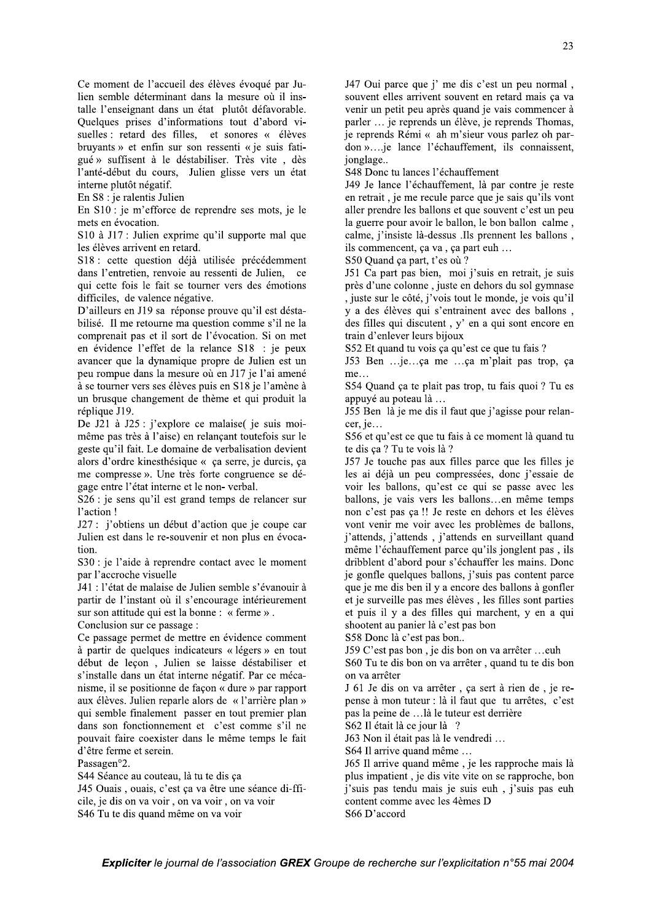Ce moment de l'accueil des élèves évoqué par Julien semble déterminant dans la mesure où il installe l'enseignant dans un état plutôt défavorable. Quelques prises d'informations tout d'abord visuelles : retard des filles, et sonores « élèves bruyants » et enfin sur son ressenti « je suis fatigué » suffisent à le déstabiliser. Très vite , dès l'anté-début du cours, Julien glisse vers un état interne plutôt négatif.

En S8 : je ralentis Julien

En S10 : je m'efforce de reprendre ses mots, je le mets en évocation.

S10 à J17 : Julien exprime qu'il supporte mal que les élèves arrivent en retard.

S18 : cette question déjà utilisée précédemment dans l'entretien, renvoie au ressenti de Julien, ce qui cette fois le fait se tourner vers des émotions difficiles, de valence négative.

D'ailleurs en J19 sa réponse prouve qu'il est déstabilisé. Il me retourne ma question comme s'il ne la comprenait pas et il sort de l'évocation. Si on met en évidence l'effet de la relance S18 : je peux avancer que la dynamique propre de Julien est un peu rompue dans la mesure où en J17 je l'ai amené à se tourner vers ses élèves puis en S18 je l'amène à un brusque changement de thème et qui produit la réplique J19.

De J21 à J25 : j'explore ce malaise( je suis moi-même pas très à l'aise) en relançant toutefois sur le geste qu'il fait. Le domaine de verbalisation devient alors d'ordre kinesthésique « ça serre, je durcis, ça me compresse ». Une très forte congruence se dégage entre l'état interne et le non- verbal.

S26 : je sens qu'il est grand temps de relancer sur l'action !

J27 : j'obtiens un début d'action que je coupe car Julien est dans le re-souvenir et non plus en évocation.

S30 : je l'aide à reprendre contact avec le moment par l'accroche visuelle

J41 : l'état de malaise de Julien semble s'évanouir à partir de l'instant où il s'encourage intérieurement sur son attitude qui est la bonne : « ferme » .

Conclusion sur ce passage :

Ce passage permet de mettre en évidence comment à partir de quelques indicateurs « légers » en tout début de leçon , Julien se laisse déstabiliser et s'installe dans un état interne négatif. Par ce mécanisme, il se positionne de façon « dure » par rapport aux élèves. Julien reparle alors de « l'arrière plan » qui semble finalement passer en tout premier plan dans son fonctionnement et c'est comme s'il ne pouvait faire coexister dans le même temps le fait d'être ferme et serein.

Passagen°2.

S44 Séance au couteau, là tu te dis ça

J45 Ouais , ouais, c'est ça va être une séance di-ffi-cile, je dis on va voir , on va voir , on va voir

S46 Tu te dis quand même on va voir

J47 Oui parce que j' me dis c'est un peu normal , souvent elles arrivent souvent en retard mais ça va venir un petit peu après quand je vais commencer à parler … je reprends un élève, je reprends Thomas, je reprends Rémi « ah m'sieur vous parlez oh pardon »….je lance l'échauffement, ils connaissent, jonglage..

S48 Donc tu lances l'échauffement

J49 Je lance l'échauffement, là par contre je reste en retrait , je me recule parce que je sais qu'ils vont aller prendre les ballons et que souvent c'est un peu la guerre pour avoir le ballon, le bon ballon calme , calme, j'insiste là-dessus .Ils prennent les ballons , ils commencent, ça va , ça part euh …

S50 Quand ça part, t'es où ?

J51 Ca part pas bien, moi j'suis en retrait, je suis près d'une colonne , juste en dehors du sol gymnase , juste sur le côté, j'vois tout le monde, je vois qu'il y a des élèves qui s'entrainent avec des ballons , des filles qui discutent , y' en a qui sont encore en train d'enlever leurs bijoux

S52 Et quand tu vois ça qu'est ce que tu fais ?

J53 Ben …je…ça me …ça m'plait pas trop, ça me…

S54 Quand ça te plait pas trop, tu fais quoi ? Tu es appuyé au poteau là …

J55 Ben là je me dis il faut que j'agisse pour relancer, je…

S56 et qu'est ce que tu fais à ce moment là quand tu te dis ça ? Tu te vois là ?

J57 Je touche pas aux filles parce que les filles je les ai déjà un peu compressées, donc j'essaie de voir les ballons, qu'est ce qui se passe avec les ballons, je vais vers les ballons…en même temps non c'est pas ça !! Je reste en dehors et les élèves vont venir me voir avec les problèmes de ballons, j'attends, j'attends , j'attends en surveillant quand même l'échauffement parce qu'ils jonglent pas , ils dribblent d'abord pour s'échauffer les mains. Donc je gonfle quelques ballons, j'suis pas content parce que je me dis ben il y a encore des ballons à gonfler et je surveille pas mes élèves , les filles sont parties et puis il y a des filles qui marchent, y en a qui shootent au panier là c'est pas bon

S58 Donc là c'est pas bon..

J59 C'est pas bon , je dis bon on va arrêter …euh

S60 Tu te dis bon on va arrêter , quand tu te dis bon on va arrêter

J 61 Je dis on va arrêter , ça sert à rien de , je repense à mon tuteur : là il faut que tu arrêtes, c'est pas la peine de …là le tuteur est derrière

S62 Il était là ce jour là ?

J63 Non il était pas là le vendredi …

S64 Il arrive quand même …

J65 Il arrive quand même , je les rapproche mais là plus impatient , je dis vite vite on se rapproche, bon j'suis pas tendu mais je suis euh , j'suis pas euh content comme avec les 4èmes D

S66 D'accord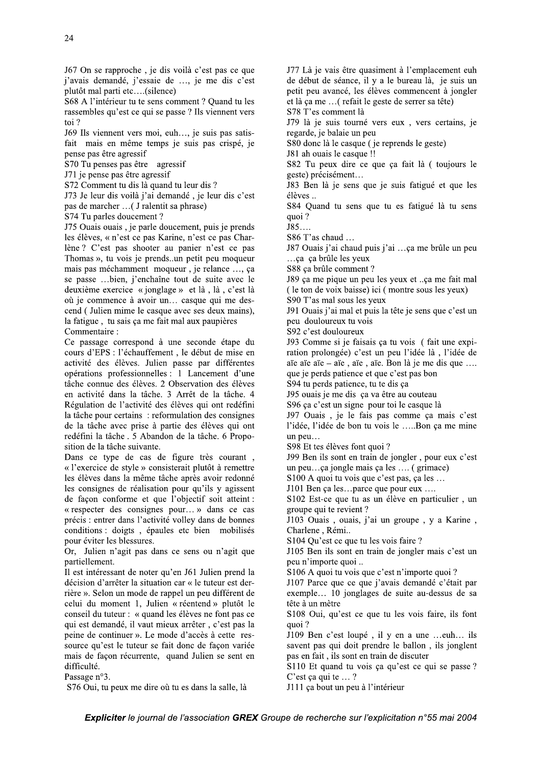J67 On se rapproche , je dis voilà c'est pas ce que j'avais demandé, j'essaie de …, je me dis c'est plutôt mal parti etc….(silence)

S68 A l'intérieur tu te sens comment ? Quand tu les rassembles qu'est ce qui se passe ? Ils viennent vers toi ?

J69 Ils viennent vers moi, euh…, je suis pas satisfait mais en même temps je suis pas crispé, je pense pas être agressif

S70 Tu penses pas être agressif

J71 je pense pas être agressif

S72 Comment tu dis là quand tu leur dis ?

J73 Je leur dis voilà j'ai demandé , je leur dis c'est pas de marcher …( J ralentit sa phrase)

S74 Tu parles doucement ?

J75 Ouais ouais , je parle doucement, puis je prends les élèves, « n'est ce pas Karine, n'est ce pas Charlène ? C'est pas shooter au panier n'est ce pas Thomas », tu vois je prends..un petit peu moqueur mais pas méchamment moqueur , je relance …, ça se passe …bien, j'enchaîne tout de suite avec le deuxième exercice « jonglage » et là , là , c'est là où je commence à avoir un… casque qui me descend ( Julien mime le casque avec ses deux mains), la fatigue , tu sais ça me fait mal aux paupières

Commentaire :

Ce passage correspond à une seconde étape du cours d'EPS : l'échauffement , le début de mise en activité des élèves. Julien passe par différentes opérations professionnelles : 1 Lancement d'une tâche connue des élèves. 2 Observation des élèves en activité dans la tâche. 3 Arrêt de la tâche. 4 Régulation de l'activité des élèves qui ont redéfini la tâche pour certains : reformulation des consignes de la tâche avec prise à partie des élèves qui ont redéfini la tâche . 5 Abandon de la tâche. 6 Proposition de la tâche suivante.

Dans ce type de cas de figure très courant , « l'exercice de style » consisterait plutôt à remettre les élèves dans la même tâche après avoir redonné les consignes de réalisation pour qu'ils y agissent de façon conforme et que l'objectif soit atteint : « respecter des consignes pour… » dans ce cas précis : entrer dans l'activité volley dans de bonnes conditions : doigts , épaules etc bien mobilisés pour éviter les blessures.

Or, Julien n'agit pas dans ce sens ou n'agit que partiellement.

Il est intéressant de noter qu'en J61 Julien prend la décision d'arrêter la situation car « le tuteur est derrière ». Selon un mode de rappel un peu différent de celui du moment 1, Julien « réentend » plutôt le conseil du tuteur : « quand les élèves ne font pas ce qui est demandé, il vaut mieux arrêter , c'est pas la peine de continuer ». Le mode d'accès à cette ressource qu'est le tuteur se fait donc de façon variée mais de façon récurrente, quand Julien se sent en difficulté.

Passage n°3.

S76 Oui, tu peux me dire où tu es dans la salle, là

J77 Là je vais être quasiment à l'emplacement euh de début de séance, il y a le bureau là, je suis un petit peu avancé, les élèves commencent à jongler et là ça me …( refait le geste de serrer sa tête)

S78 T'es comment là

J79 là je suis tourné vers eux , vers certains, je regarde, je balaie un peu

S80 donc là le casque ( je reprends le geste)

J81 ah ouais le casque !!

S82 Tu peux dire ce que ça fait là ( toujours le geste) précisément…

J83 Ben là je sens que je suis fatigué et que les élèves ..

S84 Quand tu sens que tu es fatigué là tu sens quoi ?

J85….

S86 T'as chaud …

J87 Ouais j'ai chaud puis j'ai …ça me brûle un peu …ça ça brûle les yeux

S88 ça brûle comment ?

J89 ça me pique un peu les yeux et ..ça me fait mal ( le ton de voix baisse) ici ( montre sous les yeux)

S90 T'as mal sous les yeux

J91 Ouais j'ai mal et puis la tête je sens que c'est un peu douloureux tu vois

S92 c'est douloureux

J93 Comme si je faisais ça tu vois ( fait une expiration prolongée) c'est un peu l'idée là , l'idée de aïe aïe aïe – aïe , aïe , aïe. Bon là je me dis que …. que je perds patience et que c'est pas bon

S94 tu perds patience, tu te dis ça

J95 ouais je me dis ça va être au couteau

S96 ça c'est un signe pour toi le casque là

J97 Ouais , je le fais pas comme ça mais c'est l'idée, l'idée de bon tu vois le …..Bon ça me mine un peu…

S98 Et tes élèves font quoi ?

J99 Ben ils sont en train de jongler , pour eux c'est un peu…ça jongle mais ça les …. ( grimace)

S100 A quoi tu vois que c'est pas, ça les …

J101 Ben ça les…parce que pour eux ….

S102 Est-ce que tu as un élève en particulier , un groupe qui te revient ?

J103 Ouais , ouais, j'ai un groupe , y a Karine , Charlene , Rémi..

S104 Qu'est ce que tu les vois faire ?

J105 Ben ils sont en train de jongler mais c'est un peu n'importe quoi ..

S106 A quoi tu vois que c'est n'importe quoi ?

J107 Parce que ce que j'avais demandé c'était par exemple… 10 jonglages de suite au-dessus de sa tête à un mètre

S108 Oui, qu'est ce que tu les vois faire, ils font quoi ?

J109 Ben c'est loupé , il y en a une …euh… ils savent pas qui doit prendre le ballon , ils jonglent pas en fait , ils sont en train de discuter

S110 Et quand tu vois ça qu'est ce qui se passe ? C'est ça qui te … ?

J111 ça bout un peu à l'intérieur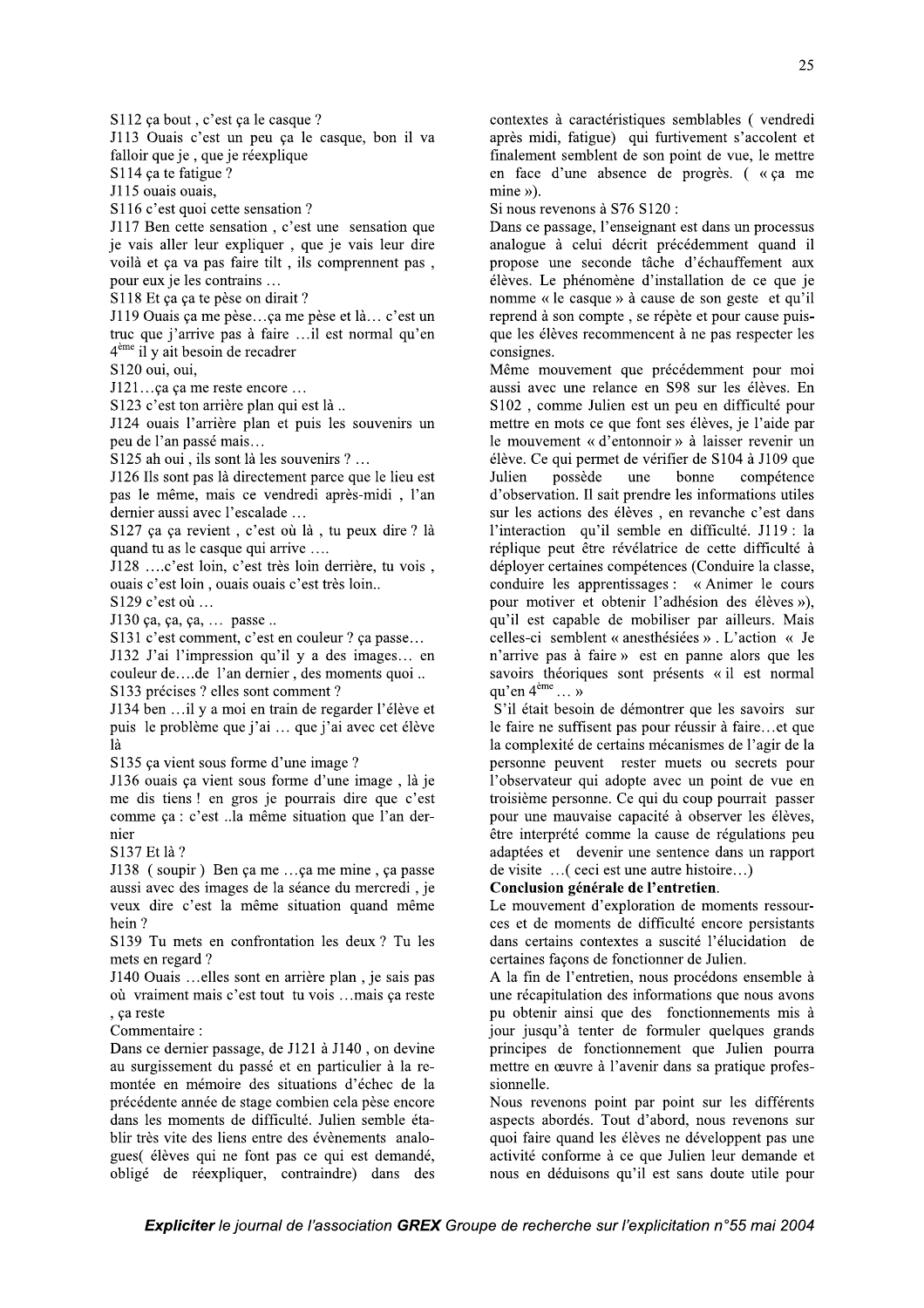S112 ça bout , c'est ça le casque ?

J113 Ouais c'est un peu ça le casque, bon il va falloir que je , que je réexplique

S114 ça te fatigue ?

J115 ouais ouais,

S116 c'est quoi cette sensation ?

J117 Ben cette sensation , c'est une sensation que je vais aller leur expliquer , que je vais leur dire voilà et ça va pas faire tilt , ils comprennent pas , pour eux je les contrains …

S118 Et ça ça te pèse on dirait ?

J119 Ouais ça me pèse…ça me pèse et là… c'est un truc que j'arrive pas à faire …il est normal qu'en 4[ème] il y ait besoin de recadrer

S120 oui, oui,

J121…ça ça me reste encore …

S123 c'est ton arrière plan qui est là ..

J124 ouais l'arrière plan et puis les souvenirs un peu de l'an passé mais…

S125 ah oui , ils sont là les souvenirs ? …

J126 Ils sont pas là directement parce que le lieu est pas le même, mais ce vendredi après-midi , l'an dernier aussi avec l'escalade …

S127 ça ça revient , c'est où là , tu peux dire ? là quand tu as le casque qui arrive ….

J128 ….c'est loin, c'est très loin derrière, tu vois , ouais c'est loin , ouais ouais c'est très loin..

S129 c'est où …

J130 ça, ça, ça, … passe ..

S131 c'est comment, c'est en couleur ? ça passe…

J132 J'ai l'impression qu'il y a des images… en couleur de….de l'an dernier , des moments quoi ..

S133 précises ? elles sont comment ?

J134 ben …il y a moi en train de regarder l'élève et puis le problème que j'ai … que j'ai avec cet élève là

S135 ça vient sous forme d'une image ?

J136 ouais ça vient sous forme d'une image , là je me dis tiens ! en gros je pourrais dire que c'est comme ça : c'est ..la même situation que l'an dernier

S137 Et là ?

J138 ( soupir ) Ben ça me …ça me mine , ça passe aussi avec des images de la séance du mercredi , je veux dire c'est la même situation quand même hein ?

S139 Tu mets en confrontation les deux ? Tu les mets en regard ?

J140 Ouais …elles sont en arrière plan , je sais pas où vraiment mais c'est tout tu vois …mais ça reste , ça reste

Commentaire :

Dans ce dernier passage, de J121 à J140 , on devine au surgissement du passé et en particulier à la remontée en mémoire des situations d'échec de la précédente année de stage combien cela pèse encore dans les moments de difficulté. Julien semble établir très vite des liens entre des évènements analogues( élèves qui ne font pas ce qui est demandé, obligé de réexpliquer, contraindre) dans des contextes à caractéristiques semblables ( vendredi après midi, fatigue) qui furtivement s'accolent et finalement semblent de son point de vue, le mettre en face d'une absence de progrès. ( « ça me mine »).

Si nous revenons à S76 S120 :

Dans ce passage, l'enseignant est dans un processus analogue à celui décrit précédemment quand il propose une seconde tâche d'échauffement aux élèves. Le phénomène d'installation de ce que je nomme « le casque » à cause de son geste et qu'il reprend à son compte , se répète et pour cause puisque les élèves recommencent à ne pas respecter les consignes.

Même mouvement que précédemment pour moi aussi avec une relance en S98 sur les élèves. En S102 , comme Julien est un peu en difficulté pour mettre en mots ce que font ses élèves, je l'aide par le mouvement « d'entonnoir » à laisser revenir un élève. Ce qui permet de vérifier de S104 à J109 que Julien possède une bonne compétence d'observation. Il sait prendre les informations utiles sur les actions des élèves , en revanche c'est dans l'interaction qu'il semble en difficulté. J119 : la réplique peut être révélatrice de cette difficulté à déployer certaines compétences (Conduire la classe, conduire les apprentissages : « Animer le cours pour motiver et obtenir l'adhésion des élèves »), qu'il est capable de mobiliser par ailleurs. Mais celles-ci semblent « anesthésiées » . L'action « Je n'arrive pas à faire » est en panne alors que les savoirs théoriques sont présents « il est normal qu'en 4[ème] … »

S'il était besoin de démontrer que les savoirs sur le faire ne suffisent pas pour réussir à faire…et que la complexité de certains mécanismes de l'agir de la personne peuvent rester muets ou secrets pour l'observateur qui adopte avec un point de vue en troisième personne. Ce qui du coup pourrait passer pour une mauvaise capacité à observer les élèves, être interprété comme la cause de régulations peu adaptées et devenir une sentence dans un rapport de visite …( ceci est une autre histoire…)

**Conclusion générale de l'entretien.**

Le mouvement d'exploration de moments ressources et de moments de difficulté encore persistants dans certains contextes a suscité l'élucidation de certaines façons de fonctionner de Julien.

A la fin de l'entretien, nous procédons ensemble à une récapitulation des informations que nous avons pu obtenir ainsi que des fonctionnements mis à jour jusqu'à tenter de formuler quelques grands principes de fonctionnement que Julien pourra mettre en œuvre à l'avenir dans sa pratique professionnelle.

Nous revenons point par point sur les différents aspects abordés. Tout d'abord, nous revenons sur quoi faire quand les élèves ne développent pas une activité conforme à ce que Julien leur demande et nous en déduisons qu'il est sans doute utile pour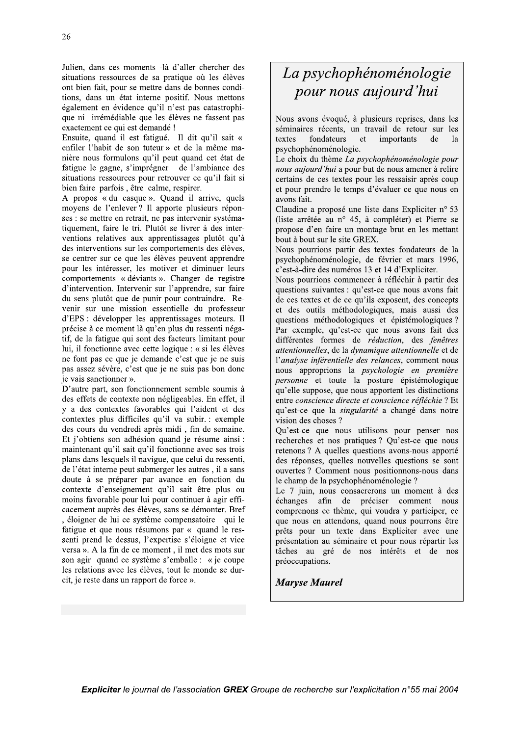Julien, dans ces moments -là d'aller chercher des situations ressources de sa pratique où les élèves ont bien fait, pour se mettre dans de bonnes conditions, dans un état interne positif. Nous mettons également en évidence qu'il n'est pas catastrophique ni irrémédiable que les élèves ne fassent pas exactement ce qui est demandé !

Ensuite, quand il est fatigué. Il dit qu'il sait « enfiler l'habit de son tuteur » et de la même manière nous formulons qu'il peut quand cet état de fatigue le gagne, s'imprégner de l'ambiance des situations ressources pour retrouver ce qu'il fait si bien faire parfois , être calme, respirer.

A propos « du casque ». Quand il arrive, quels moyens de l'enlever ? Il apporte plusieurs réponses : se mettre en retrait, ne pas intervenir systématiquement, faire le tri. Plutôt se livrer à des interventions relatives aux apprentissages plutôt qu'à des interventions sur les comportements des élèves, se centrer sur ce que les élèves peuvent apprendre pour les intéresser, les motiver et diminuer leurs comportements « déviants ». Changer de registre d'intervention. Intervenir sur l'apprendre, sur faire du sens plutôt que de punir pour contraindre. Revenir sur une mission essentielle du professeur d'EPS : développer les apprentissages moteurs. Il précise à ce moment là qu'en plus du ressenti négatif, de la fatigue qui sont des facteurs limitant pour lui, il fonctionne avec cette logique : « si les élèves ne font pas ce que je demande c'est que je ne suis pas assez sévère, c'est que je ne suis pas bon donc je vais sanctionner ».

D'autre part, son fonctionnement semble soumis à des effets de contexte non négligeables. En effet, il y a des contextes favorables qui l'aident et des contextes plus difficiles qu'il va subir. : exemple des cours du vendredi après midi , fin de semaine. Et j'obtiens son adhésion quand je résume ainsi : maintenant qu'il sait qu'il fonctionne avec ses trois plans dans lesquels il navigue, que celui du ressenti, de l'état interne peut submerger les autres , il a sans doute à se préparer par avance en fonction du contexte d'enseignement qu'il sait être plus ou moins favorable pour lui pour continuer à agir efficacement auprès des élèves, sans se démonter. Bref , éloigner de lui ce système compensatoire qui le fatigue et que nous résumons par « quand le ressenti prend le dessus, l'expertise s'éloigne et vice versa ». A la fin de ce moment , il met des mots sur son agir quand ce système s'emballe : « je coupe les relations avec les élèves, tout le monde se durcit, je reste dans un rapport de force ».

# *La psychophénoménologie pour nous aujourd'hui*

Nous avons évoqué, à plusieurs reprises, dans les séminaires récents, un travail de retour sur les textes fondateurs et importants de la psychophénoménologie.

Le choix du thème *La psychophénoménologie pour nous aujourd'hui* a pour but de nous amener à relire certains de ces textes pour les ressaisir après coup et pour prendre le temps d'évaluer ce que nous en avons fait.

Claudine a proposé une liste dans Expliciter n° 53 (liste arrêtée au n° 45, à compléter) et Pierre se propose d'en faire un montage brut en les mettant bout à bout sur le site GREX.

Nous pourrions partir des textes fondateurs de la psychophénoménologie, de février et mars 1996, c'est-à-dire des numéros 13 et 14 d'Expliciter.

Nous pourrions commencer à réfléchir à partir des questions suivantes : qu'est-ce que nous avons fait de ces textes et de ce qu'ils exposent, des concepts et des outils méthodologiques, mais aussi des questions méthodologiques et épistémologiques ? Par exemple, qu'est-ce que nous avons fait des différentes formes de *réduction*, des *fenêtres attentionnelles*, de la *dynamique attentionnelle* et de l'*analyse inférentielle des relances*, comment nous nous approprions la *psychologie en première personne* et toute la posture épistémologique qu'elle suppose, que nous apportent les distinctions entre *conscience directe et conscience réfléchie* ? Et qu'est-ce que la *singularité* a changé dans notre vision des choses ?

Qu'est-ce que nous utilisons pour penser nos recherches et nos pratiques ? Qu'est-ce que nous retenons ? A quelles questions avons-nous apporté des réponses, quelles nouvelles questions se sont ouvertes ? Comment nous positionnons-nous dans le champ de la psychophénoménologie ?

Le 7 juin, nous consacrerons un moment à des échanges afin de préciser comment nous comprenons ce thème, qui voudra y participer, ce que nous en attendons, quand nous pourrons être prêts pour un texte dans Expliciter avec une présentation au séminaire et pour nous répartir les tâches au gré de nos intérêts et de nos préoccupations.

***Maryse Maurel***